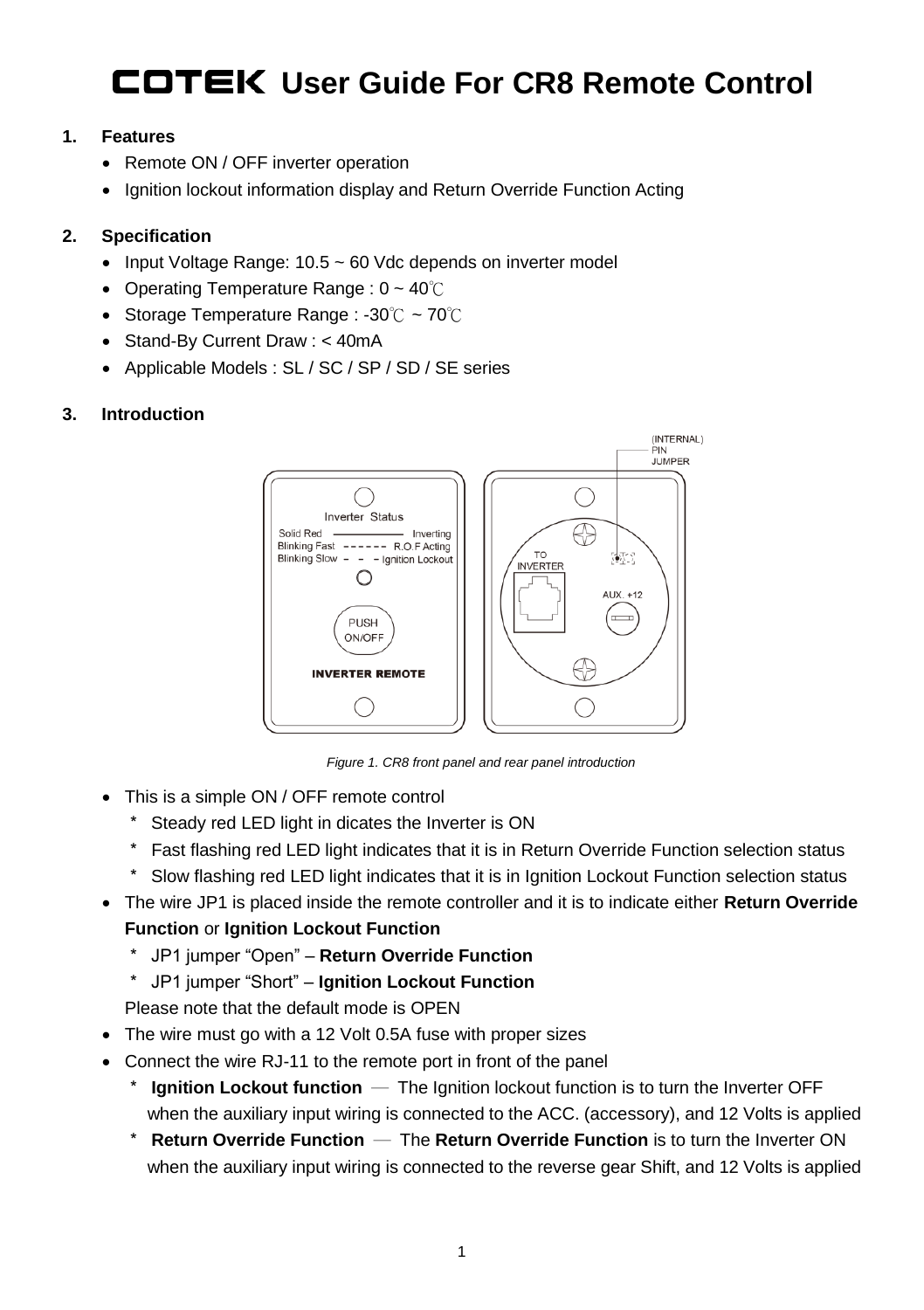# COTEK User Guide For CR8 Remote Control

**1. Features**

- Remote ON / OFF inverter operation
- Ignition lockout information display and Return Override Function Acting

**2. Specification**

- Input Voltage Range: 10.5 ~ 60 Vdc depends on inverter model
- Operating Temperature Range : 0 ~ 40℃
- Storage Temperature Range : -30℃ ~ 70℃
- Stand-By Current Draw : < 40mA
- Applicable Models : SL / SC / SP / SD / SE series

**3. Introduction**

(INTERNAL)
PIN
JUMPER

Inverter Status
Solid Red Inverting
Blinking Fast R.O.F Acting
Blinking Slow Ignition Lockout
PUSH ON/OFF
INVERTER REMOTE

TO INVERTER
AUX. +12

*Figure 1. CR8 front panel and rear panel introduction*

- This is a simple ON / OFF remote control
  - * Steady red LED light in dicates the Inverter is ON
  - * Fast flashing red LED light indicates that it is in Return Override Function selection status
  - * Slow flashing red LED light indicates that it is in Ignition Lockout Function selection status
- The wire JP1 is placed inside the remote controller and it is to indicate either **Return Override Function** or **Ignition Lockout Function**
  - * JP1 jumper "Open" – **Return Override Function**
  - * JP1 jumper "Short" – **Ignition Lockout Function**

  Please note that the default mode is OPEN
- The wire must go with a 12 Volt 0.5A fuse with proper sizes
- Connect the wire RJ-11 to the remote port in front of the panel
  - * **Ignition Lockout function** — The Ignition lockout function is to turn the Inverter OFF when the auxiliary input wiring is connected to the ACC. (accessory), and 12 Volts is applied
  - * **Return Override Function** — The **Return Override Function** is to turn the Inverter ON when the auxiliary input wiring is connected to the reverse gear Shift, and 12 Volts is applied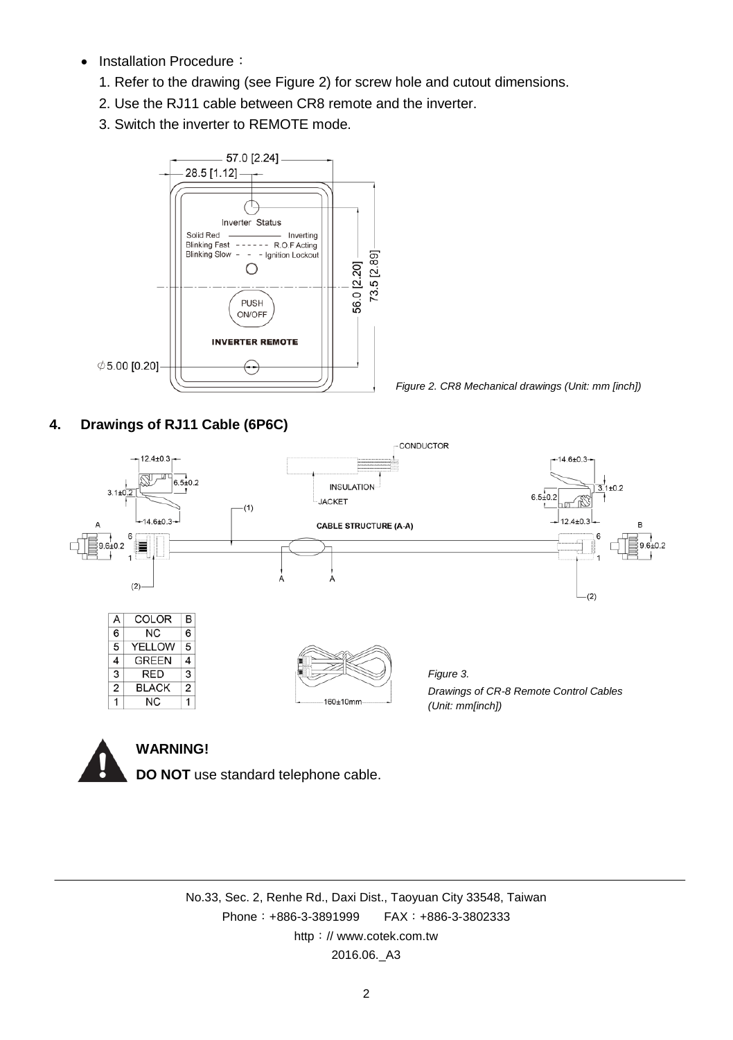- Installation Procedure：
  1. Refer to the drawing (see Figure 2) for screw hole and cutout dimensions.
  2. Use the RJ11 cable between CR8 remote and the inverter.
  3. Switch the inverter to REMOTE mode.

57.0 [2.24]
28.5 [1.12]
Inverter Status
Solid Red ———— Inverting
Blinking Fast - - - - - - R.O.F Acting
Blinking Slow - - - Ignition Lockout
PUSH ON/OFF
INVERTER REMOTE
56.0 [2.20]
73.5 [2.89]
∅5.00 [0.20]

*Figure 2. CR8 Mechanical drawings (Unit: mm [inch])*

## 4. Drawings of RJ11 Cable (6P6C)

CONDUCTOR
INSULATION
JACKET
CABLE STRUCTURE (A-A)
12.4±0.3
6.5±0.2
3.1±0.2
14.6±0.3
9.6±0.2
(1)
(2)
A
B
160±10mm

| A | COLOR | B |
|---|---|---|
| 6 | NC | 6 |
| 5 | YELLOW | 5 |
| 4 | GREEN | 4 |
| 3 | RED | 3 |
| 2 | BLACK | 2 |
| 1 | NC | 1 |

*Figure 3.*
*Drawings of CR-8 Remote Control Cables (Unit: mm[inch])*

**WARNING!**

**DO NOT** use standard telephone cable.

No.33, Sec. 2, Renhe Rd., Daxi Dist., Taoyuan City 33548, Taiwan
Phone：+886-3-3891999 FAX：+886-3-3802333
http：// www.cotek.com.tw
2016.06._A3